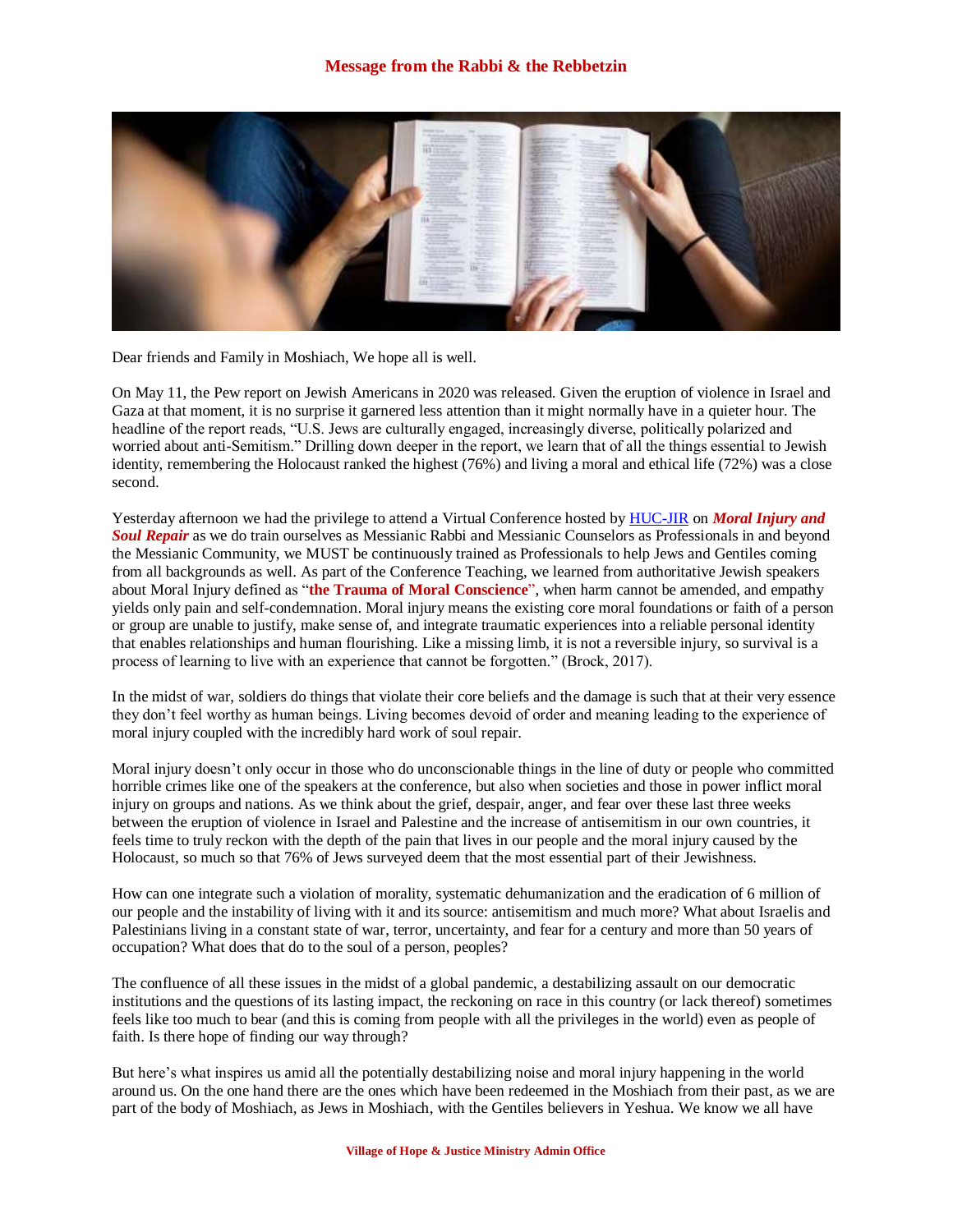# Message from the Rabbi & the Rebbetzin

Dear friends and Family in Moshiach, We hope all is well.

On May 11, the Pew report on Jewish Americans in 2020 was released. Given the eruption of violence in Israel and Gaza at that moment, it is no surprise it garnered less attention than it might normally have in a quieter hour. The headline of the report reads, "U.S. Jews are culturally engaged, increasingly diverse, politically polarized and worried about anti-Semitism." Drilling down deeper in the report, we learn that of all the things essential to Jewish identity, remembering the Holocaust ranked the highest (76%) and living a moral and ethical life (72%) was a close second.

Yesterday afternoon we had the privilege to attend a Virtual Conference hosted by HUC-JIR on ***Moral Injury and Soul Repair*** as we do train ourselves as Messianic Rabbi and Messianic Counselors as Professionals in and beyond the Messianic Community, we MUST be continuously trained as Professionals to help Jews and Gentiles coming from all backgrounds as well. As part of the Conference Teaching, we learned from authoritative Jewish speakers about Moral Injury defined as "**the Trauma of Moral Conscience**", when harm cannot be amended, and empathy yields only pain and self-condemnation. Moral injury means the existing core moral foundations or faith of a person or group are unable to justify, make sense of, and integrate traumatic experiences into a reliable personal identity that enables relationships and human flourishing. Like a missing limb, it is not a reversible injury, so survival is a process of learning to live with an experience that cannot be forgotten." (Brock, 2017).

In the midst of war, soldiers do things that violate their core beliefs and the damage is such that at their very essence they don't feel worthy as human beings. Living becomes devoid of order and meaning leading to the experience of moral injury coupled with the incredibly hard work of soul repair.

Moral injury doesn't only occur in those who do unconscionable things in the line of duty or people who committed horrible crimes like one of the speakers at the conference, but also when societies and those in power inflict moral injury on groups and nations. As we think about the grief, despair, anger, and fear over these last three weeks between the eruption of violence in Israel and Palestine and the increase of antisemitism in our own countries, it feels time to truly reckon with the depth of the pain that lives in our people and the moral injury caused by the Holocaust, so much so that 76% of Jews surveyed deem that the most essential part of their Jewishness.

How can one integrate such a violation of morality, systematic dehumanization and the eradication of 6 million of our people and the instability of living with it and its source: antisemitism and much more? What about Israelis and Palestinians living in a constant state of war, terror, uncertainty, and fear for a century and more than 50 years of occupation? What does that do to the soul of a person, peoples?

The confluence of all these issues in the midst of a global pandemic, a destabilizing assault on our democratic institutions and the questions of its lasting impact, the reckoning on race in this country (or lack thereof) sometimes feels like too much to bear (and this is coming from people with all the privileges in the world) even as people of faith. Is there hope of finding our way through?

But here's what inspires us amid all the potentially destabilizing noise and moral injury happening in the world around us. On the one hand there are the ones which have been redeemed in the Moshiach from their past, as we are part of the body of Moshiach, as Jews in Moshiach, with the Gentiles believers in Yeshua. We know we all have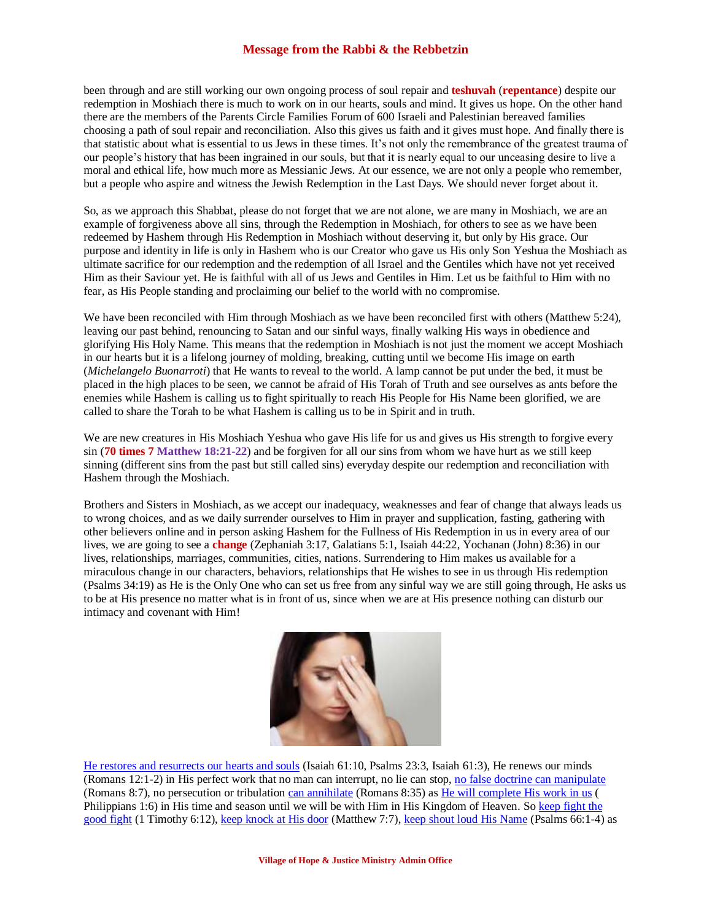been through and are still working our own ongoing process of soul repair and **teshuvah** (**repentance**) despite our redemption in Moshiach there is much to work on in our hearts, souls and mind. It gives us hope. On the other hand there are the members of the Parents Circle Families Forum of 600 Israeli and Palestinian bereaved families choosing a path of soul repair and reconciliation. Also this gives us faith and it gives must hope. And finally there is that statistic about what is essential to us Jews in these times. It's not only the remembrance of the greatest trauma of our people's history that has been ingrained in our souls, but that it is nearly equal to our unceasing desire to live a moral and ethical life, how much more as Messianic Jews. At our essence, we are not only a people who remember, but a people who aspire and witness the Jewish Redemption in the Last Days. We should never forget about it.

So, as we approach this Shabbat, please do not forget that we are not alone, we are many in Moshiach, we are an example of forgiveness above all sins, through the Redemption in Moshiach, for others to see as we have been redeemed by Hashem through His Redemption in Moshiach without deserving it, but only by His grace. Our purpose and identity in life is only in Hashem who is our Creator who gave us His only Son Yeshua the Moshiach as ultimate sacrifice for our redemption and the redemption of all Israel and the Gentiles which have not yet received Him as their Saviour yet. He is faithful with all of us Jews and Gentiles in Him. Let us be faithful to Him with no fear, as His People standing and proclaiming our belief to the world with no compromise.

We have been reconciled with Him through Moshiach as we have been reconciled first with others (Matthew 5:24), leaving our past behind, renouncing to Satan and our sinful ways, finally walking His ways in obedience and glorifying His Holy Name. This means that the redemption in Moshiach is not just the moment we accept Moshiach in our hearts but it is a lifelong journey of molding, breaking, cutting until we become His image on earth (*Michelangelo Buonarroti*) that He wants to reveal to the world. A lamp cannot be put under the bed, it must be placed in the high places to be seen, we cannot be afraid of His Torah of Truth and see ourselves as ants before the enemies while Hashem is calling us to fight spiritually to reach His People for His Name been glorified, we are called to share the Torah to be what Hashem is calling us to be in Spirit and in truth.

We are new creatures in His Moshiach Yeshua who gave His life for us and gives us His strength to forgive every sin (**70 times 7 Matthew 18:21-22**) and be forgiven for all our sins from whom we have hurt as we still keep sinning (different sins from the past but still called sins) everyday despite our redemption and reconciliation with Hashem through the Moshiach.

Brothers and Sisters in Moshiach, as we accept our inadequacy, weaknesses and fear of change that always leads us to wrong choices, and as we daily surrender ourselves to Him in prayer and supplication, fasting, gathering with other believers online and in person asking Hashem for the Fullness of His Redemption in us in every area of our lives, we are going to see a **change** (Zephaniah 3:17, Galatians 5:1, Isaiah 44:22, Yochanan (John) 8:36) in our lives, relationships, marriages, communities, cities, nations. Surrendering to Him makes us available for a miraculous change in our characters, behaviors, relationships that He wishes to see in us through His redemption (Psalms 34:19) as He is the Only One who can set us free from any sinful way we are still going through, He asks us to be at His presence no matter what is in front of us, since when we are at His presence nothing can disturb our intimacy and covenant with Him!

He restores and resurrects our hearts and souls (Isaiah 61:10, Psalms 23:3, Isaiah 61:3), He renews our minds (Romans 12:1-2) in His perfect work that no man can interrupt, no lie can stop, no false doctrine can manipulate (Romans 8:7), no persecution or tribulation can annihilate (Romans 8:35) as He will complete His work in us ( Philippians 1:6) in His time and season until we will be with Him in His Kingdom of Heaven. So keep fight the good fight (1 Timothy 6:12), keep knock at His door (Matthew 7:7), keep shout loud His Name (Psalms 66:1-4) as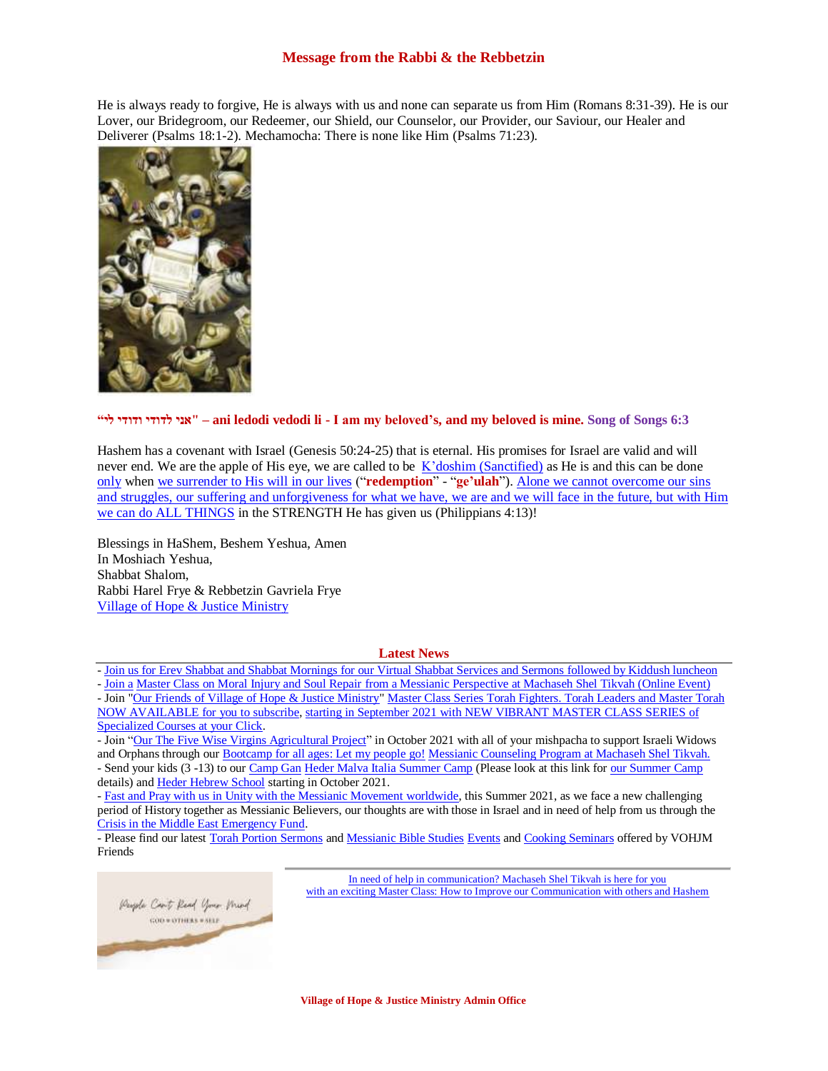## Message from the Rabbi & the Rebbetzin

He is always ready to forgive, He is always with us and none can separate us from Him (Romans 8:31-39). He is our Lover, our Bridegroom, our Redeemer, our Shield, our Counselor, our Provider, our Saviour, our Healer and Deliverer (Psalms 18:1-2). Mechamocha: There is none like Him (Psalms 71:23).

**"אני לדודי ודודי לי" – ani ledodi vedodi li - I am my beloved's, and my beloved is mine.** **Song of Songs 6:3**

Hashem has a covenant with Israel (Genesis 50:24-25) that is eternal. His promises for Israel are valid and will never end. We are the apple of His eye, we are called to be K'doshim (Sanctified) as He is and this can be done only when we surrender to His will in our lives ("**redemption**" - "**ge'ulah**"). Alone we cannot overcome our sins and struggles, our suffering and unforgiveness for what we have, we are and we will face in the future, but with Him we can do ALL THINGS in the STRENGTH He has given us (Philippians 4:13)!

Blessings in HaShem, Beshem Yeshua, Amen
In Moshiach Yeshua,
Shabbat Shalom,
Rabbi Harel Frye & Rebbetzin Gavriela Frye
Village of Hope & Justice Ministry

## Latest News

- Join us for Erev Shabbat and Shabbat Mornings for our Virtual Shabbat Services and Sermons followed by Kiddush luncheon
- Join a Master Class on Moral Injury and Soul Repair from a Messianic Perspective at Machaseh Shel Tikvah (Online Event)
- Join "Our Friends of Village of Hope & Justice Ministry" Master Class Series Torah Fighters. Torah Leaders and Master Torah NOW AVAILABLE for you to subscribe, starting in September 2021 with NEW VIBRANT MASTER CLASS SERIES of Specialized Courses at your Click.
- Join "Our The Five Wise Virgins Agricultural Project" in October 2021 with all of your mishpacha to support Israeli Widows and Orphans through our Bootcamp for all ages: Let my people go! Messianic Counseling Program at Machaseh Shel Tikvah.
- Send your kids (3 -13) to our Camp Gan Heder Malva Italia Summer Camp (Please look at this link for our Summer Camp details) and Heder Hebrew School starting in October 2021.
- Fast and Pray with us in Unity with the Messianic Movement worldwide, this Summer 2021, as we face a new challenging period of History together as Messianic Believers, our thoughts are with those in Israel and in need of help from us through the Crisis in the Middle East Emergency Fund.
- Please find our latest Torah Portion Sermons and Messianic Bible Studies Events and Cooking Seminars offered by VOHJM Friends

People Can't Read Your Mind
GOD • OTHERS • SELF

In need of help in communication? Machaseh Shel Tikvah is here for you
with an exciting Master Class: How to Improve our Communication with others and Hashem

**Village of Hope & Justice Ministry Admin Office**